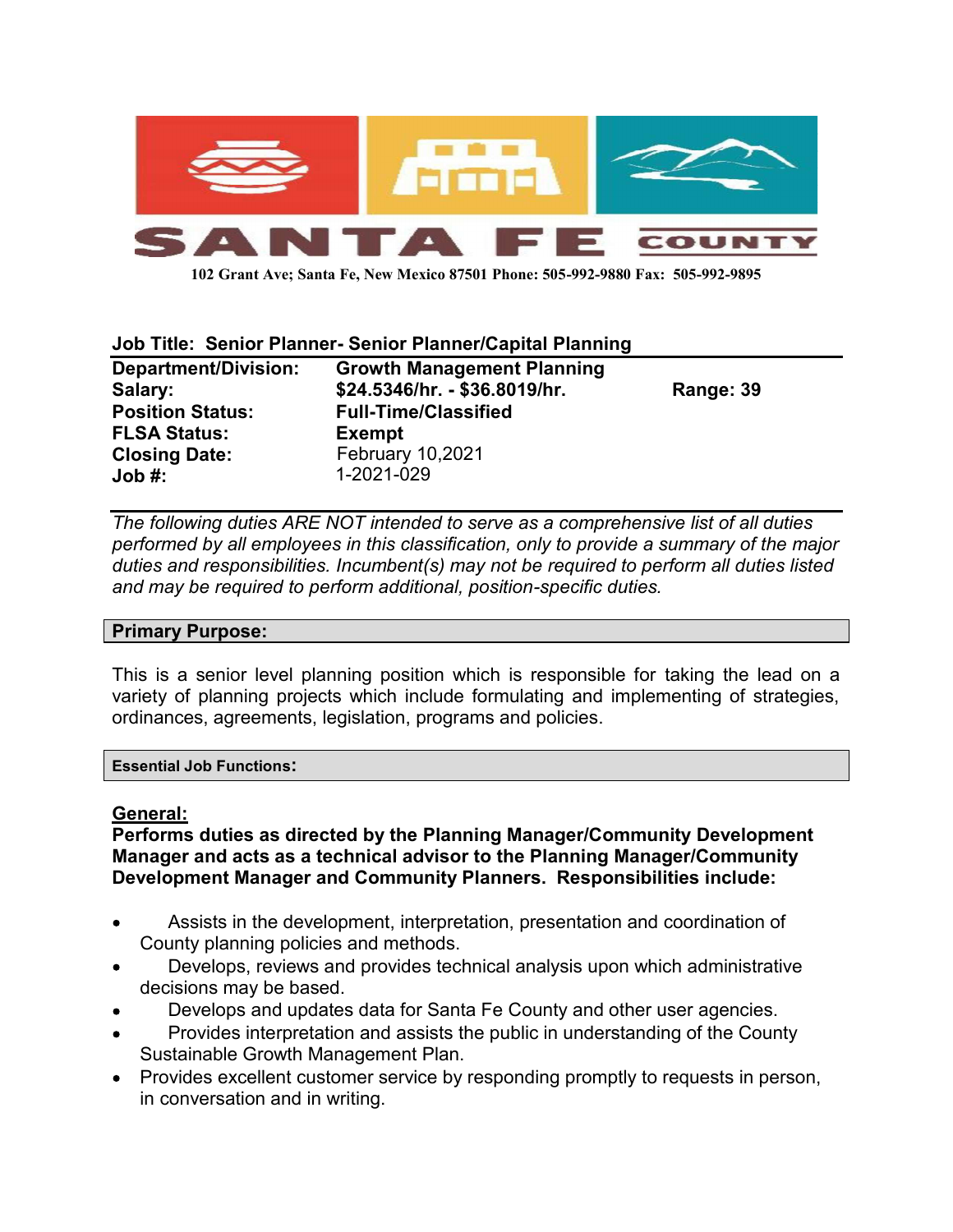# SANTA FE COUNTY

102 Grant Ave; Santa Fe, New Mexico 87501 Phone: 505-992-9880 Fax: 505-992-9895

**Job Title: Senior Planner- Senior Planner/Capital Planning**

| | | |
|---|---|---|
| **Department/Division:** | **Growth Management Planning** | |
| **Salary:** | **$24.5346/hr. - $36.8019/hr.** | **Range: 39** |
| **Position Status:** | **Full-Time/Classified** | |
| **FLSA Status:** | **Exempt** | |
| **Closing Date:** | February 10,2021 | |
| **Job #:** | 1-2021-029 | |

*The following duties ARE NOT intended to serve as a comprehensive list of all duties performed by all employees in this classification, only to provide a summary of the major duties and responsibilities. Incumbent(s) may not be required to perform all duties listed and may be required to perform additional, position-specific duties.*

## Primary Purpose:

This is a senior level planning position which is responsible for taking the lead on a variety of planning projects which include formulating and implementing of strategies, ordinances, agreements, legislation, programs and policies.

## Essential Job Functions:

**General:**

**Performs duties as directed by the Planning Manager/Community Development Manager and acts as a technical advisor to the Planning Manager/Community Development Manager and Community Planners. Responsibilities include:**

- Assists in the development, interpretation, presentation and coordination of County planning policies and methods.
- Develops, reviews and provides technical analysis upon which administrative decisions may be based.
- Develops and updates data for Santa Fe County and other user agencies.
- Provides interpretation and assists the public in understanding of the County Sustainable Growth Management Plan.
- Provides excellent customer service by responding promptly to requests in person, in conversation and in writing.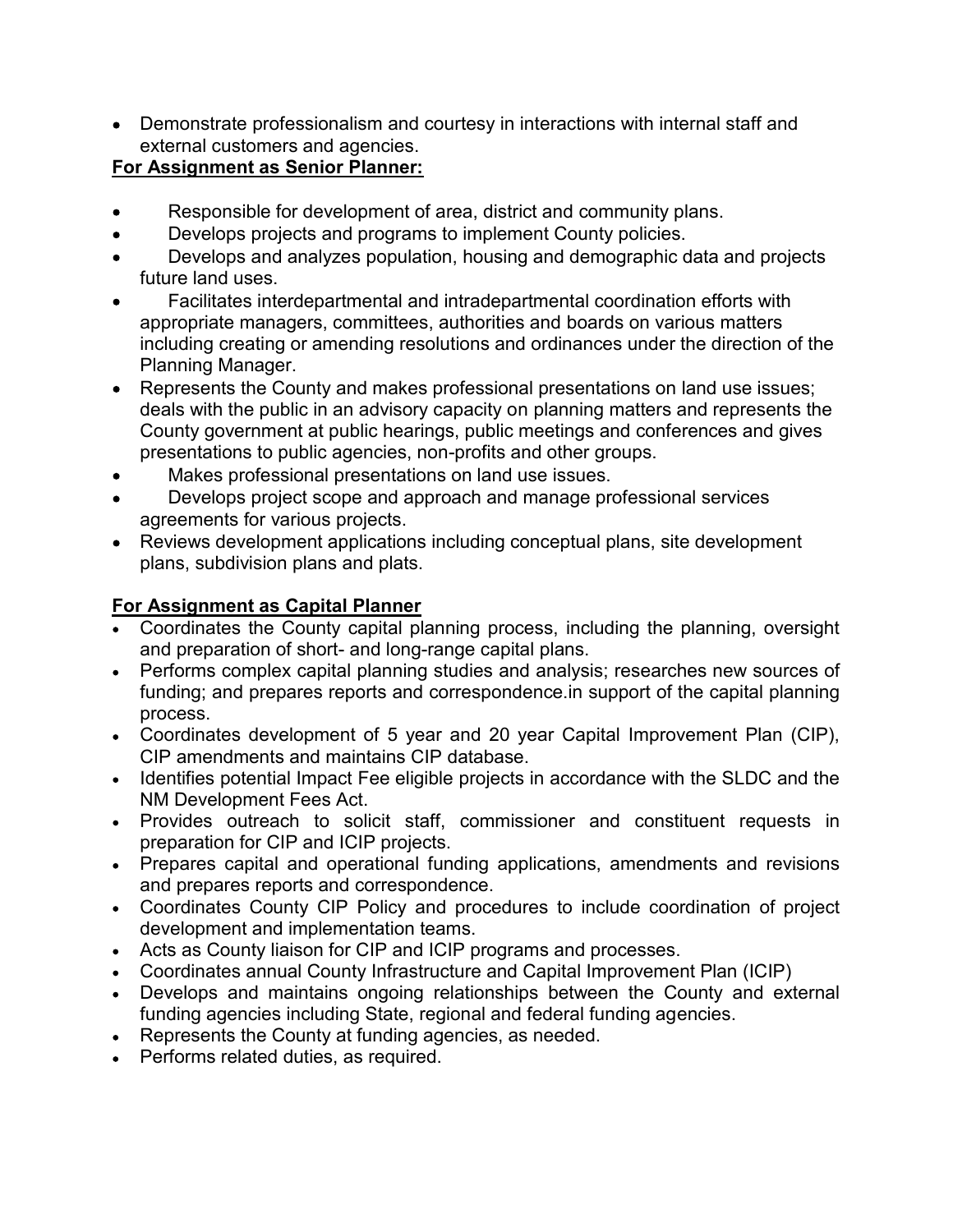- Demonstrate professionalism and courtesy in interactions with internal staff and external customers and agencies.

**For Assignment as Senior Planner:**

- Responsible for development of area, district and community plans.
- Develops projects and programs to implement County policies.
- Develops and analyzes population, housing and demographic data and projects future land uses.
- Facilitates interdepartmental and intradepartmental coordination efforts with appropriate managers, committees, authorities and boards on various matters including creating or amending resolutions and ordinances under the direction of the Planning Manager.
- Represents the County and makes professional presentations on land use issues; deals with the public in an advisory capacity on planning matters and represents the County government at public hearings, public meetings and conferences and gives presentations to public agencies, non-profits and other groups.
- Makes professional presentations on land use issues.
- Develops project scope and approach and manage professional services agreements for various projects.
- Reviews development applications including conceptual plans, site development plans, subdivision plans and plats.

**For Assignment as Capital Planner**

- Coordinates the County capital planning process, including the planning, oversight and preparation of short- and long-range capital plans.
- Performs complex capital planning studies and analysis; researches new sources of funding; and prepares reports and correspondence.in support of the capital planning process.
- Coordinates development of 5 year and 20 year Capital Improvement Plan (CIP), CIP amendments and maintains CIP database.
- Identifies potential Impact Fee eligible projects in accordance with the SLDC and the NM Development Fees Act.
- Provides outreach to solicit staff, commissioner and constituent requests in preparation for CIP and ICIP projects.
- Prepares capital and operational funding applications, amendments and revisions and prepares reports and correspondence.
- Coordinates County CIP Policy and procedures to include coordination of project development and implementation teams.
- Acts as County liaison for CIP and ICIP programs and processes.
- Coordinates annual County Infrastructure and Capital Improvement Plan (ICIP)
- Develops and maintains ongoing relationships between the County and external funding agencies including State, regional and federal funding agencies.
- Represents the County at funding agencies, as needed.
- Performs related duties, as required.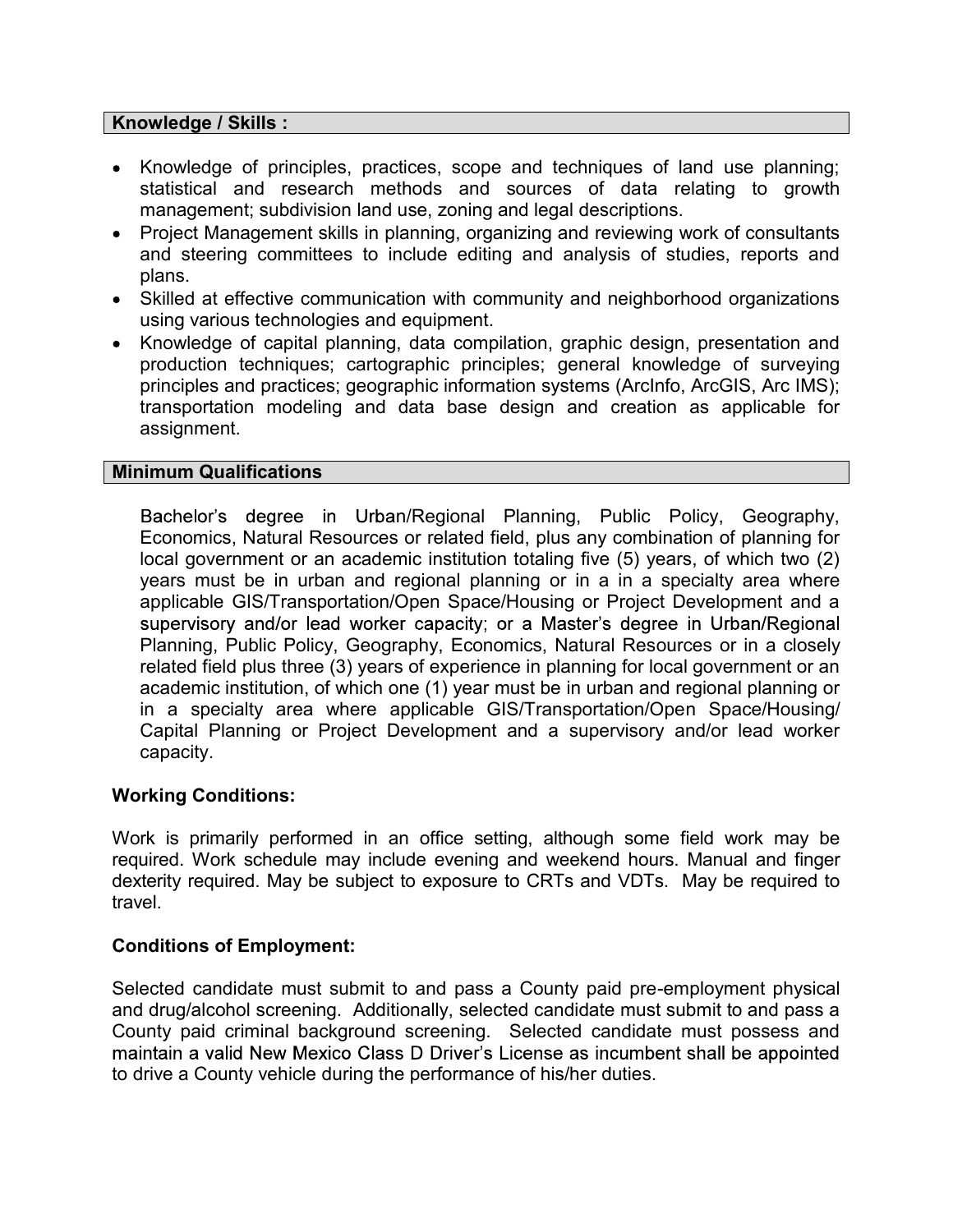## Knowledge / Skills :

- Knowledge of principles, practices, scope and techniques of land use planning; statistical and research methods and sources of data relating to growth management; subdivision land use, zoning and legal descriptions.
- Project Management skills in planning, organizing and reviewing work of consultants and steering committees to include editing and analysis of studies, reports and plans.
- Skilled at effective communication with community and neighborhood organizations using various technologies and equipment.
- Knowledge of capital planning, data compilation, graphic design, presentation and production techniques; cartographic principles; general knowledge of surveying principles and practices; geographic information systems (ArcInfo, ArcGIS, Arc IMS); transportation modeling and data base design and creation as applicable for assignment.

## Minimum Qualifications

Bachelor's degree in Urban/Regional Planning, Public Policy, Geography, Economics, Natural Resources or related field, plus any combination of planning for local government or an academic institution totaling five (5) years, of which two (2) years must be in urban and regional planning or in a in a specialty area where applicable GIS/Transportation/Open Space/Housing or Project Development and a supervisory and/or lead worker capacity; or a Master's degree in Urban/Regional Planning, Public Policy, Geography, Economics, Natural Resources or in a closely related field plus three (3) years of experience in planning for local government or an academic institution, of which one (1) year must be in urban and regional planning or in a specialty area where applicable GIS/Transportation/Open Space/Housing/ Capital Planning or Project Development and a supervisory and/or lead worker capacity.

**Working Conditions:**

Work is primarily performed in an office setting, although some field work may be required. Work schedule may include evening and weekend hours. Manual and finger dexterity required. May be subject to exposure to CRTs and VDTs. May be required to travel.

**Conditions of Employment:**

Selected candidate must submit to and pass a County paid pre-employment physical and drug/alcohol screening. Additionally, selected candidate must submit to and pass a County paid criminal background screening. Selected candidate must possess and maintain a valid New Mexico Class D Driver's License as incumbent shall be appointed to drive a County vehicle during the performance of his/her duties.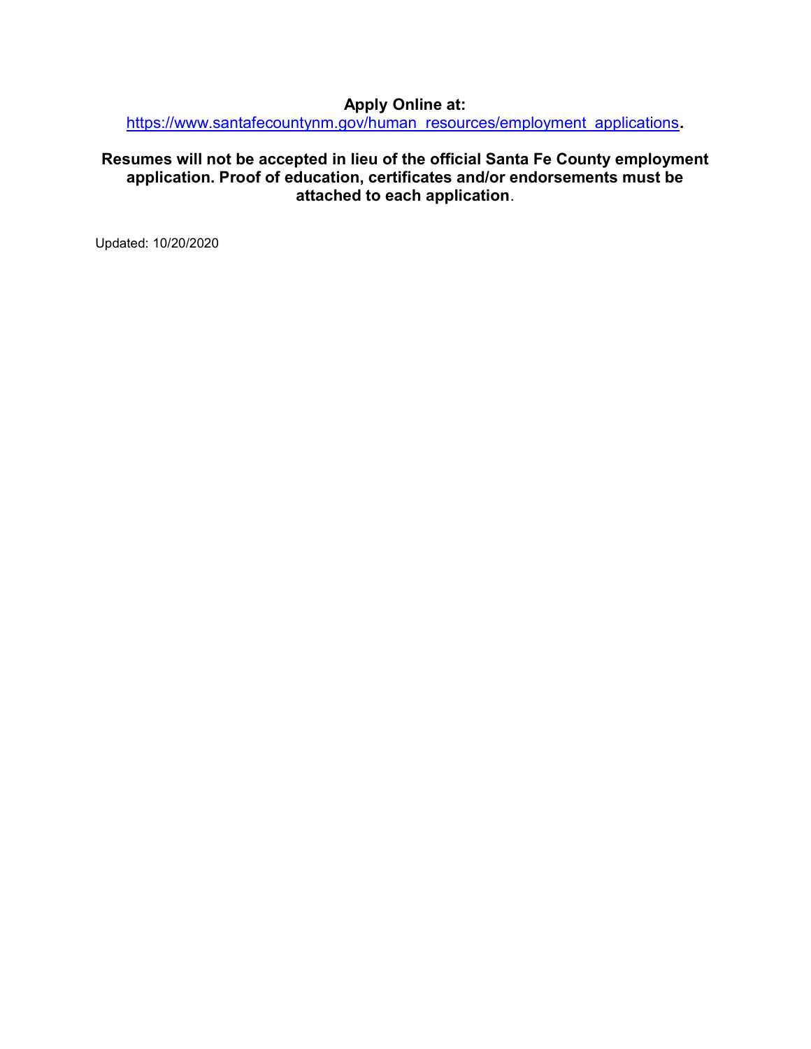**Apply Online at:**
https://www.santafecountynm.gov/human_resources/employment_applications.

**Resumes will not be accepted in lieu of the official Santa Fe County employment application. Proof of education, certificates and/or endorsements must be attached to each application**.

Updated: 10/20/2020